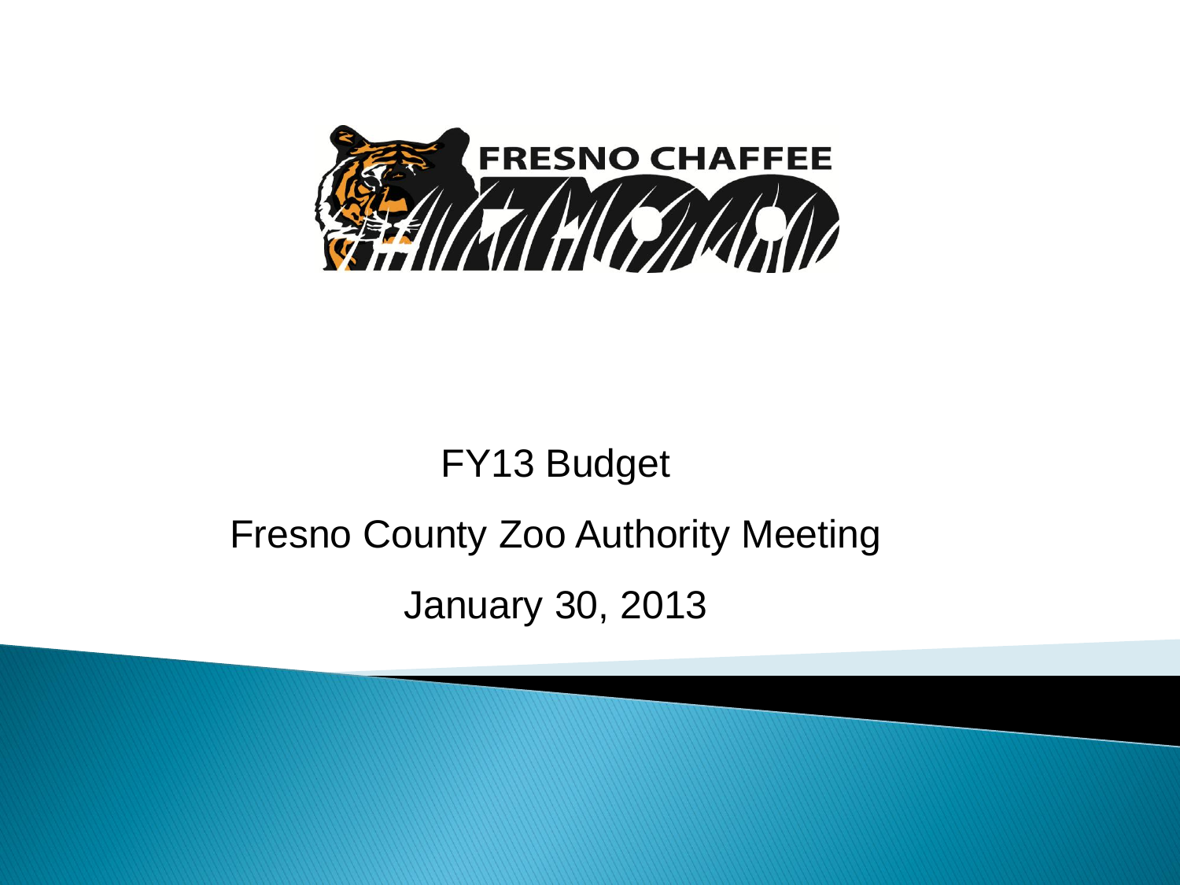FRESNO CHAFFEE ZOO

# FY13 Budget

## Fresno County Zoo Authority Meeting

## January 30, 2013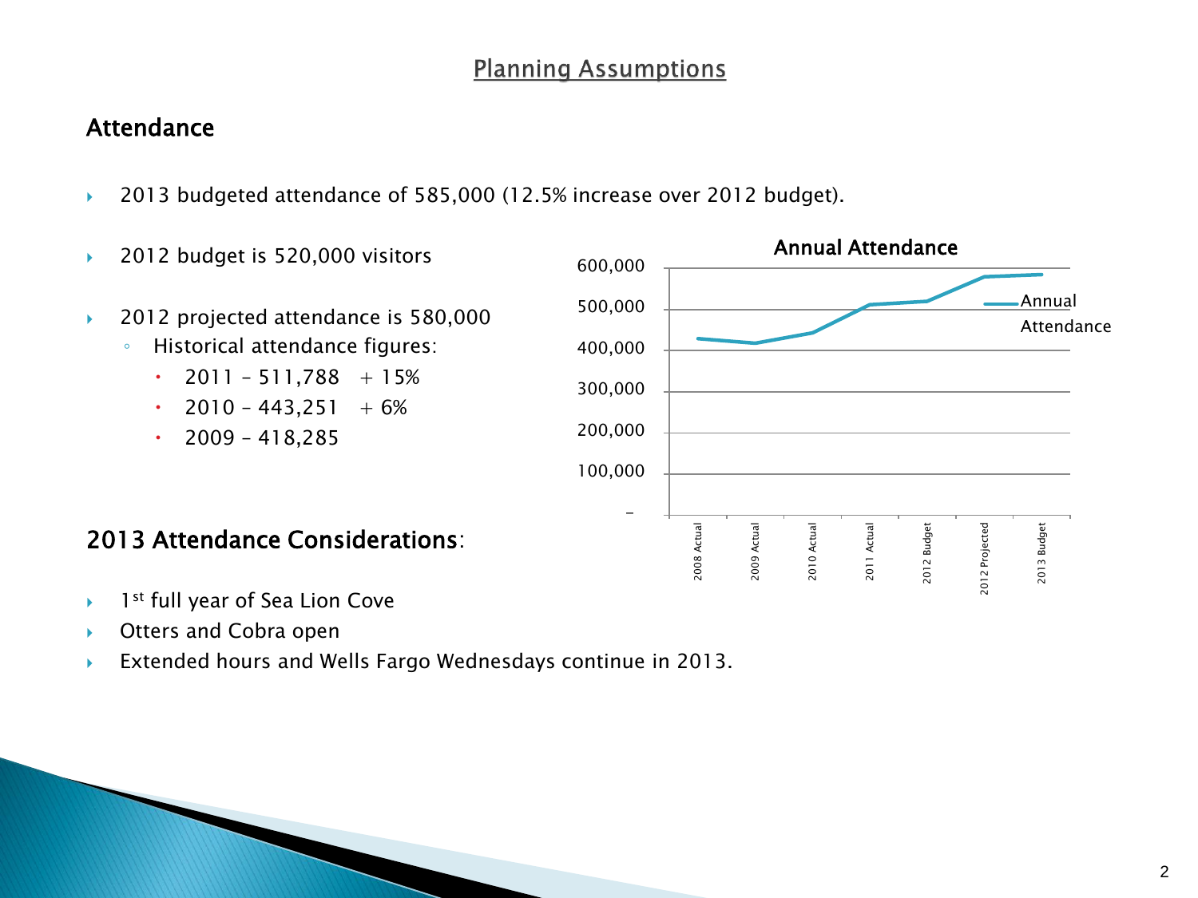# Planning Assumptions

## Attendance

- 2013 budgeted attendance of 585,000 (12.5% increase over 2012 budget).
- 2012 budget is 520,000 visitors
- 2012 projected attendance is 580,000
  - Historical attendance figures:
    - 2011 – 511,788 + 15%
    - 2010 – 443,251 + 6%
    - 2009 – 418,285

**Annual Attendance**

| | Annual Attendance |
|---|---|
| 2008 Actual | |
| 2009 Actual | 418,285 |
| 2010 Actual | 443,251 |
| 2011 Actual | 511,788 |
| 2012 Budget | 520,000 |
| 2012 Projected | 580,000 |
| 2013 Budget | 585,000 |

## 2013 Attendance Considerations:

- 1st full year of Sea Lion Cove
- Otters and Cobra open
- Extended hours and Wells Fargo Wednesdays continue in 2013.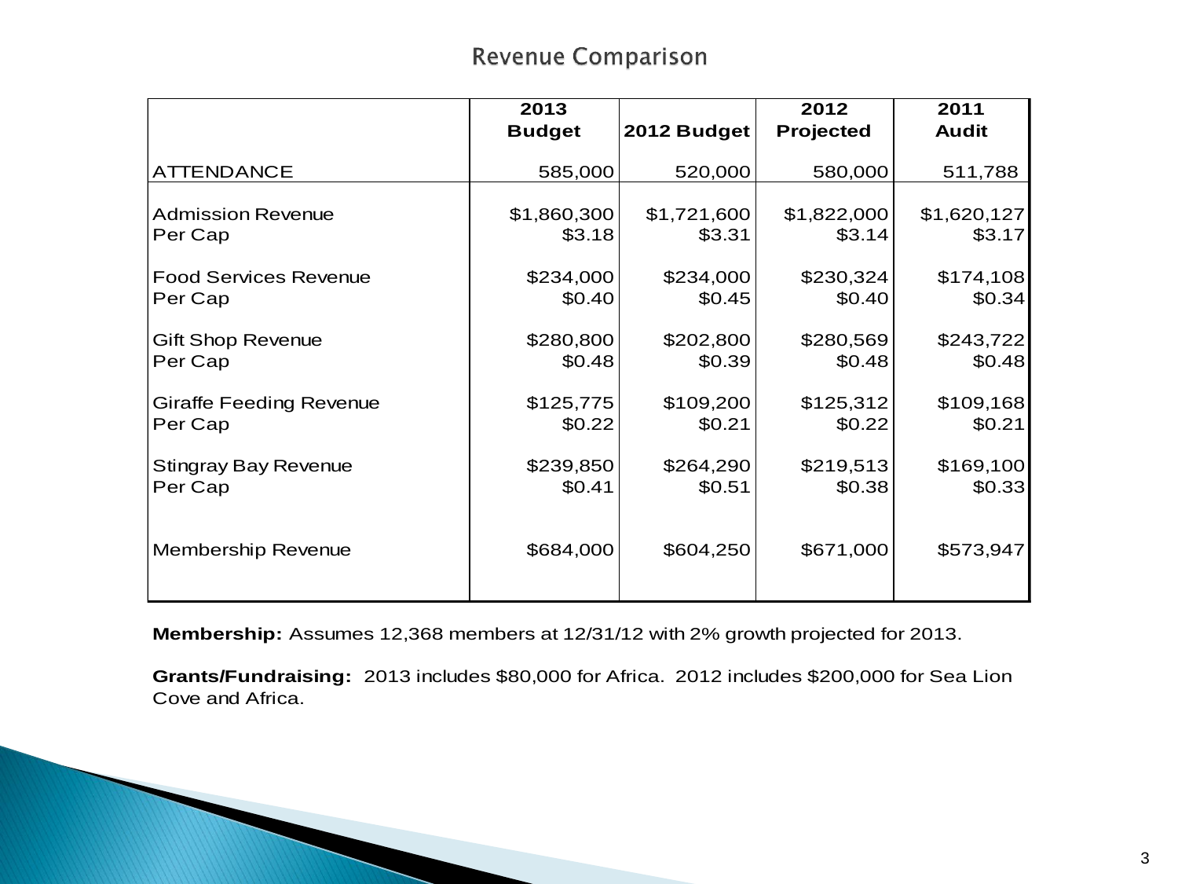## Revenue Comparison

| | 2013 Budget | 2012 Budget | 2012 Projected | 2011 Audit |
|---|---|---|---|---|
| ATTENDANCE | 585,000 | 520,000 | 580,000 | 511,788 |
| Admission Revenue | $1,860,300 | $1,721,600 | $1,822,000 | $1,620,127 |
| Per Cap | $3.18 | $3.31 | $3.14 | $3.17 |
| Food Services Revenue | $234,000 | $234,000 | $230,324 | $174,108 |
| Per Cap | $0.40 | $0.45 | $0.40 | $0.34 |
| Gift Shop Revenue | $280,800 | $202,800 | $280,569 | $243,722 |
| Per Cap | $0.48 | $0.39 | $0.48 | $0.48 |
| Giraffe Feeding Revenue | $125,775 | $109,200 | $125,312 | $109,168 |
| Per Cap | $0.22 | $0.21 | $0.22 | $0.21 |
| Stingray Bay Revenue | $239,850 | $264,290 | $219,513 | $169,100 |
| Per Cap | $0.41 | $0.51 | $0.38 | $0.33 |
| Membership Revenue | $684,000 | $604,250 | $671,000 | $573,947 |

**Membership:** Assumes 12,368 members at 12/31/12 with 2% growth projected for 2013.

**Grants/Fundraising:** 2013 includes $80,000 for Africa. 2012 includes $200,000 for Sea Lion Cove and Africa.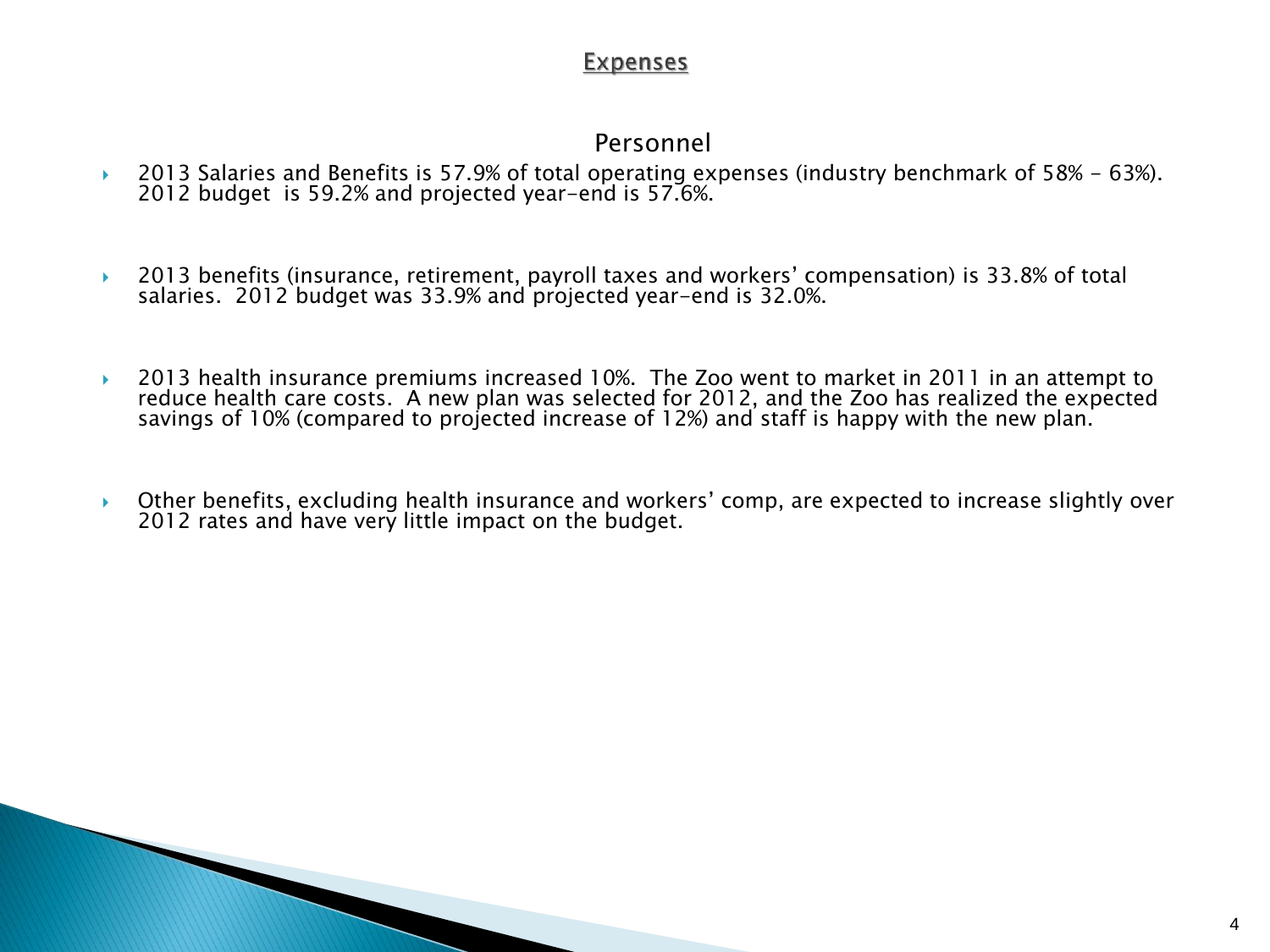## Expenses

### Personnel

- 2013 Salaries and Benefits is 57.9% of total operating expenses (industry benchmark of 58% – 63%). 2012 budget is 59.2% and projected year-end is 57.6%.
- 2013 benefits (insurance, retirement, payroll taxes and workers' compensation) is 33.8% of total salaries. 2012 budget was 33.9% and projected year-end is 32.0%.
- 2013 health insurance premiums increased 10%. The Zoo went to market in 2011 in an attempt to reduce health care costs. A new plan was selected for 2012, and the Zoo has realized the expected savings of 10% (compared to projected increase of 12%) and staff is happy with the new plan.
- Other benefits, excluding health insurance and workers' comp, are expected to increase slightly over 2012 rates and have very little impact on the budget.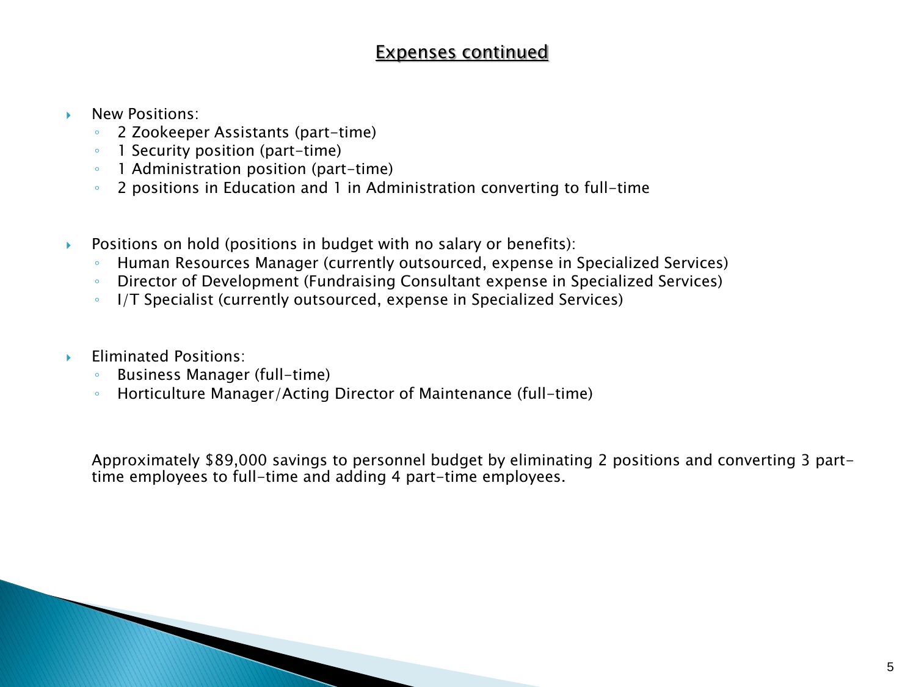## Expenses continued

- New Positions:
  - 2 Zookeeper Assistants (part-time)
  - 1 Security position (part-time)
  - 1 Administration position (part-time)
  - 2 positions in Education and 1 in Administration converting to full-time

- Positions on hold (positions in budget with no salary or benefits):
  - Human Resources Manager (currently outsourced, expense in Specialized Services)
  - Director of Development (Fundraising Consultant expense in Specialized Services)
  - I/T Specialist (currently outsourced, expense in Specialized Services)

- Eliminated Positions:
  - Business Manager (full-time)
  - Horticulture Manager/Acting Director of Maintenance (full-time)

Approximately $89,000 savings to personnel budget by eliminating 2 positions and converting 3 part-time employees to full-time and adding 4 part-time employees.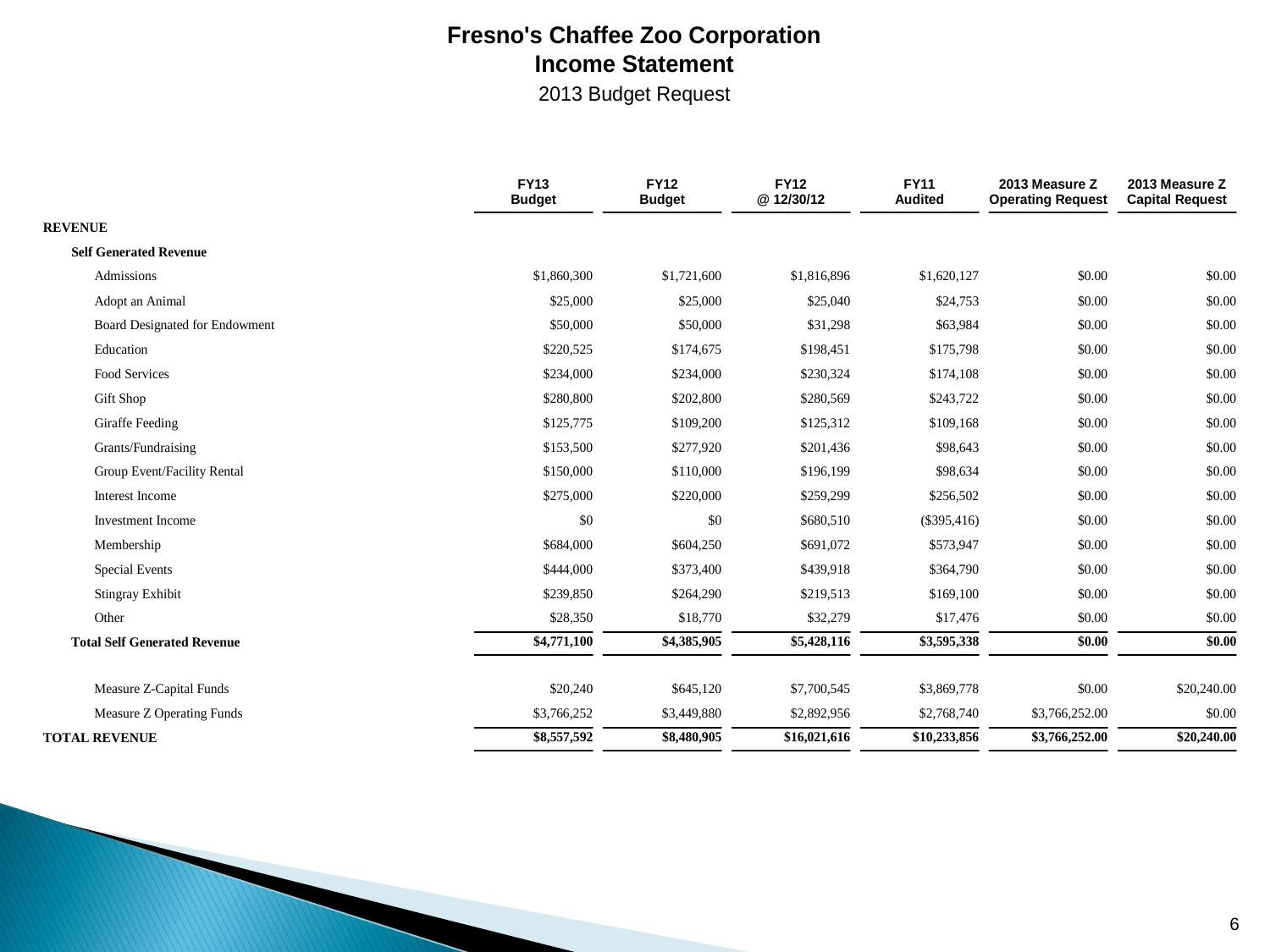# Fresno's Chaffee Zoo Corporation
## Income Statement
2013 Budget Request

| | FY13 Budget | FY12 Budget | FY12 @ 12/30/12 | FY11 Audited | 2013 Measure Z Operating Request | 2013 Measure Z Capital Request |
|---|---|---|---|---|---|---|
| **REVENUE** | | | | | | |
| **Self Generated Revenue** | | | | | | |
| Admissions | $1,860,300 | $1,721,600 | $1,816,896 | $1,620,127 | $0.00 | $0.00 |
| Adopt an Animal | $25,000 | $25,000 | $25,040 | $24,753 | $0.00 | $0.00 |
| Board Designated for Endowment | $50,000 | $50,000 | $31,298 | $63,984 | $0.00 | $0.00 |
| Education | $220,525 | $174,675 | $198,451 | $175,798 | $0.00 | $0.00 |
| Food Services | $234,000 | $234,000 | $230,324 | $174,108 | $0.00 | $0.00 |
| Gift Shop | $280,800 | $202,800 | $280,569 | $243,722 | $0.00 | $0.00 |
| Giraffe Feeding | $125,775 | $109,200 | $125,312 | $109,168 | $0.00 | $0.00 |
| Grants/Fundraising | $153,500 | $277,920 | $201,436 | $98,643 | $0.00 | $0.00 |
| Group Event/Facility Rental | $150,000 | $110,000 | $196,199 | $98,634 | $0.00 | $0.00 |
| Interest Income | $275,000 | $220,000 | $259,299 | $256,502 | $0.00 | $0.00 |
| Investment Income | $0 | $0 | $680,510 | ($395,416) | $0.00 | $0.00 |
| Membership | $684,000 | $604,250 | $691,072 | $573,947 | $0.00 | $0.00 |
| Special Events | $444,000 | $373,400 | $439,918 | $364,790 | $0.00 | $0.00 |
| Stingray Exhibit | $239,850 | $264,290 | $219,513 | $169,100 | $0.00 | $0.00 |
| Other | $28,350 | $18,770 | $32,279 | $17,476 | $0.00 | $0.00 |
| **Total Self Generated Revenue** | **$4,771,100** | **$4,385,905** | **$5,428,116** | **$3,595,338** | **$0.00** | **$0.00** |
| Measure Z-Capital Funds | $20,240 | $645,120 | $7,700,545 | $3,869,778 | $0.00 | $20,240.00 |
| Measure Z Operating Funds | $3,766,252 | $3,449,880 | $2,892,956 | $2,768,740 | $3,766,252.00 | $0.00 |
| **TOTAL REVENUE** | **$8,557,592** | **$8,480,905** | **$16,021,616** | **$10,233,856** | **$3,766,252.00** | **$20,240.00** |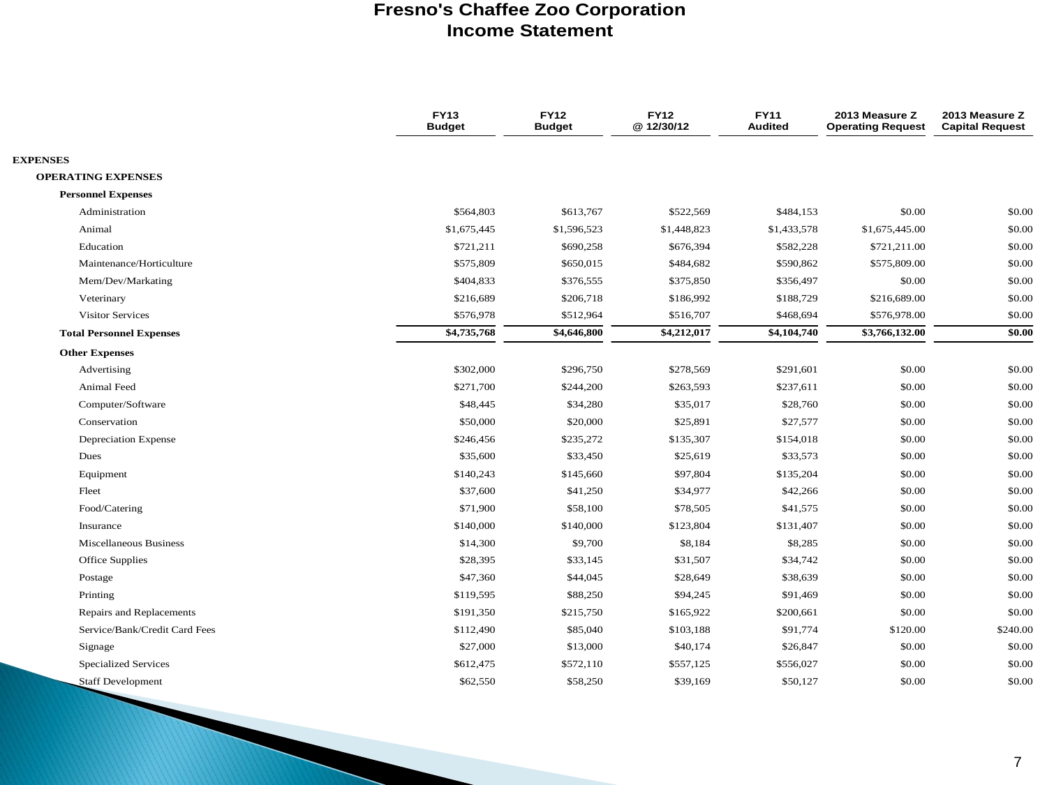# Fresno's Chaffee Zoo Corporation
## Income Statement

| | FY13 Budget | FY12 Budget | FY12 @ 12/30/12 | FY11 Audited | 2013 Measure Z Operating Request | 2013 Measure Z Capital Request |
|---|---|---|---|---|---|---|
| **EXPENSES** | | | | | | |
| **OPERATING EXPENSES** | | | | | | |
| **Personnel Expenses** | | | | | | |
| Administration | $564,803 | $613,767 | $522,569 | $484,153 | $0.00 | $0.00 |
| Animal | $1,675,445 | $1,596,523 | $1,448,823 | $1,433,578 | $1,675,445.00 | $0.00 |
| Education | $721,211 | $690,258 | $676,394 | $582,228 | $721,211.00 | $0.00 |
| Maintenance/Horticulture | $575,809 | $650,015 | $484,682 | $590,862 | $575,809.00 | $0.00 |
| Mem/Dev/Markating | $404,833 | $376,555 | $375,850 | $356,497 | $0.00 | $0.00 |
| Veterinary | $216,689 | $206,718 | $186,992 | $188,729 | $216,689.00 | $0.00 |
| Visitor Services | $576,978 | $512,964 | $516,707 | $468,694 | $576,978.00 | $0.00 |
| **Total Personnel Expenses** | **$4,735,768** | **$4,646,800** | **$4,212,017** | **$4,104,740** | **$3,766,132.00** | **$0.00** |
| **Other Expenses** | | | | | | |
| Advertising | $302,000 | $296,750 | $278,569 | $291,601 | $0.00 | $0.00 |
| Animal Feed | $271,700 | $244,200 | $263,593 | $237,611 | $0.00 | $0.00 |
| Computer/Software | $48,445 | $34,280 | $35,017 | $28,760 | $0.00 | $0.00 |
| Conservation | $50,000 | $20,000 | $25,891 | $27,577 | $0.00 | $0.00 |
| Depreciation Expense | $246,456 | $235,272 | $135,307 | $154,018 | $0.00 | $0.00 |
| Dues | $35,600 | $33,450 | $25,619 | $33,573 | $0.00 | $0.00 |
| Equipment | $140,243 | $145,660 | $97,804 | $135,204 | $0.00 | $0.00 |
| Fleet | $37,600 | $41,250 | $34,977 | $42,266 | $0.00 | $0.00 |
| Food/Catering | $71,900 | $58,100 | $78,505 | $41,575 | $0.00 | $0.00 |
| Insurance | $140,000 | $140,000 | $123,804 | $131,407 | $0.00 | $0.00 |
| Miscellaneous Business | $14,300 | $9,700 | $8,184 | $8,285 | $0.00 | $0.00 |
| Office Supplies | $28,395 | $33,145 | $31,507 | $34,742 | $0.00 | $0.00 |
| Postage | $47,360 | $44,045 | $28,649 | $38,639 | $0.00 | $0.00 |
| Printing | $119,595 | $88,250 | $94,245 | $91,469 | $0.00 | $0.00 |
| Repairs and Replacements | $191,350 | $215,750 | $165,922 | $200,661 | $0.00 | $0.00 |
| Service/Bank/Credit Card Fees | $112,490 | $85,040 | $103,188 | $91,774 | $120.00 | $240.00 |
| Signage | $27,000 | $13,000 | $40,174 | $26,847 | $0.00 | $0.00 |
| Specialized Services | $612,475 | $572,110 | $557,125 | $556,027 | $0.00 | $0.00 |
| Staff Development | $62,550 | $58,250 | $39,169 | $50,127 | $0.00 | $0.00 |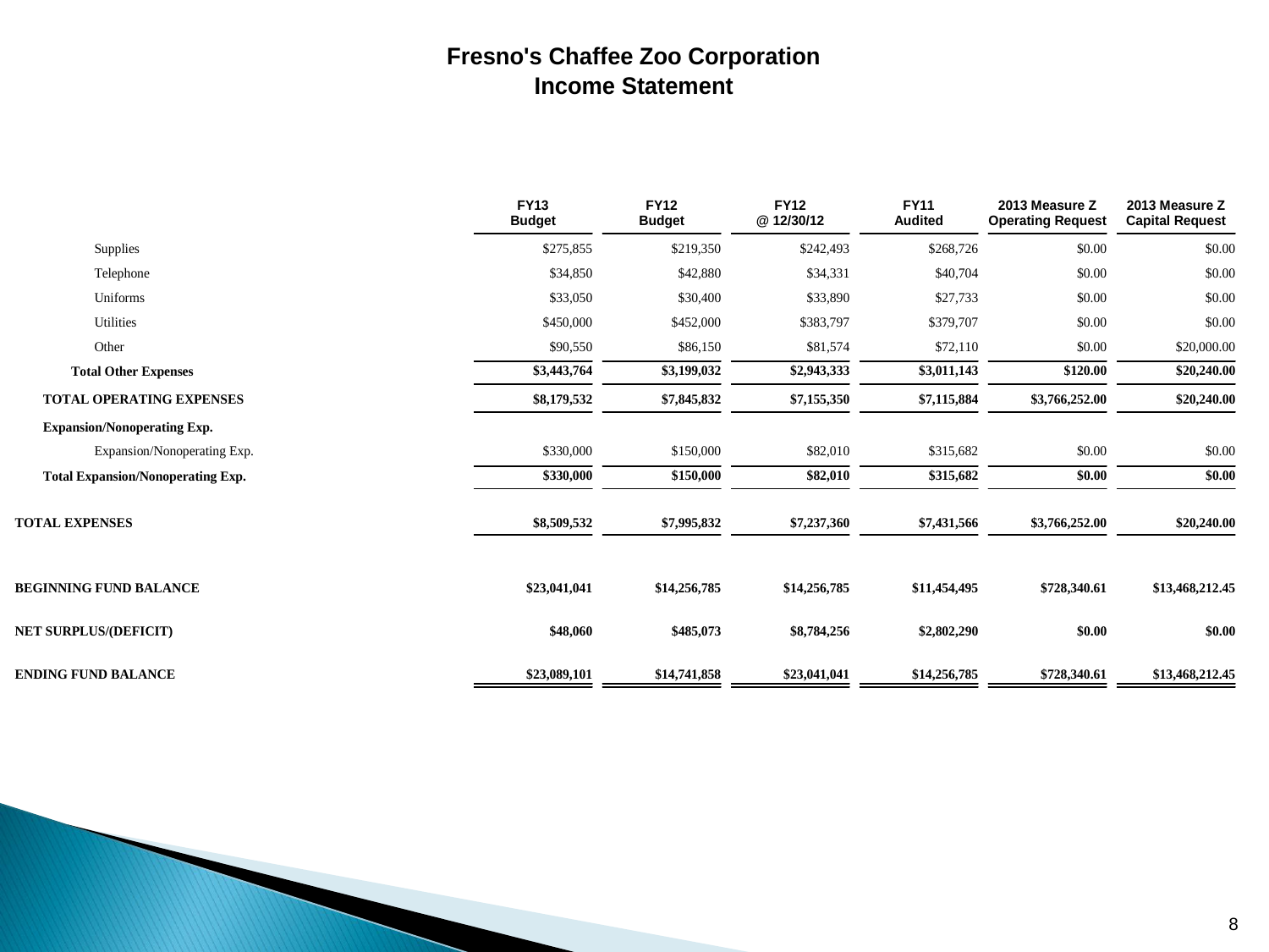# Fresno's Chaffee Zoo Corporation

## Income Statement

| | FY13 Budget | FY12 Budget | FY12 @ 12/30/12 | FY11 Audited | 2013 Measure Z Operating Request | 2013 Measure Z Capital Request |
|---|---|---|---|---|---|---|
| Supplies | $275,855 | $219,350 | $242,493 | $268,726 | $0.00 | $0.00 |
| Telephone | $34,850 | $42,880 | $34,331 | $40,704 | $0.00 | $0.00 |
| Uniforms | $33,050 | $30,400 | $33,890 | $27,733 | $0.00 | $0.00 |
| Utilities | $450,000 | $452,000 | $383,797 | $379,707 | $0.00 | $0.00 |
| Other | $90,550 | $86,150 | $81,574 | $72,110 | $0.00 | $20,000.00 |
| **Total Other Expenses** | **$3,443,764** | **$3,199,032** | **$2,943,333** | **$3,011,143** | **$120.00** | **$20,240.00** |
| **TOTAL OPERATING EXPENSES** | **$8,179,532** | **$7,845,832** | **$7,155,350** | **$7,115,884** | **$3,766,252.00** | **$20,240.00** |
| **Expansion/Nonoperating Exp.** | | | | | | |
| Expansion/Nonoperating Exp. | $330,000 | $150,000 | $82,010 | $315,682 | $0.00 | $0.00 |
| **Total Expansion/Nonoperating Exp.** | **$330,000** | **$150,000** | **$82,010** | **$315,682** | **$0.00** | **$0.00** |
| **TOTAL EXPENSES** | **$8,509,532** | **$7,995,832** | **$7,237,360** | **$7,431,566** | **$3,766,252.00** | **$20,240.00** |
| **BEGINNING FUND BALANCE** | **$23,041,041** | **$14,256,785** | **$14,256,785** | **$11,454,495** | **$728,340.61** | **$13,468,212.45** |
| **NET SURPLUS/(DEFICIT)** | **$48,060** | **$485,073** | **$8,784,256** | **$2,802,290** | **$0.00** | **$0.00** |
| **ENDING FUND BALANCE** | **$23,089,101** | **$14,741,858** | **$23,041,041** | **$14,256,785** | **$728,340.61** | **$13,468,212.45** |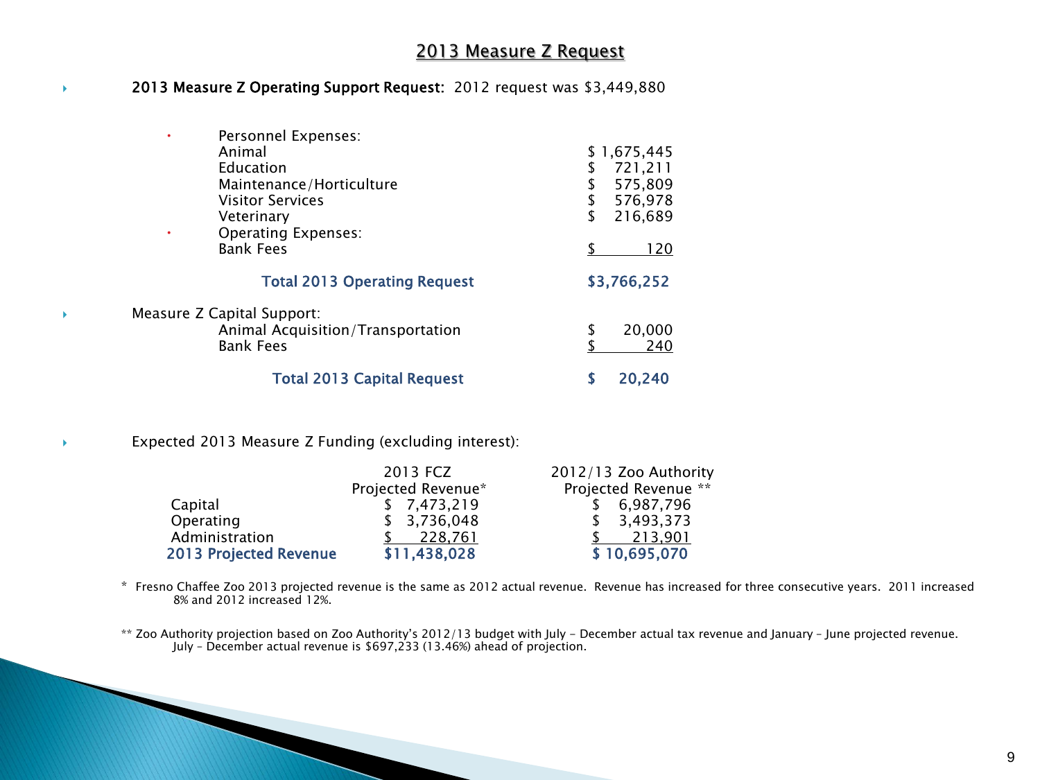## 2013 Measure Z Request

- **2013 Measure Z Operating Support Request:** 2012 request was $3,449,880

| | |
|---|---|
| **Personnel Expenses:** | |
| Animal | $ 1,675,445 |
| Education | $ 721,211 |
| Maintenance/Horticulture | $ 575,809 |
| Visitor Services | $ 576,978 |
| Veterinary | $ 216,689 |
| **Operating Expenses:** | |
| Bank Fees | $ 120 |
| **Total 2013 Operating Request** | **$3,766,252** |

- Measure Z Capital Support:

| | |
|---|---|
| Animal Acquisition/Transportation | $ 20,000 |
| Bank Fees | $ 240 |
| **Total 2013 Capital Request** | **$ 20,240** |

- Expected 2013 Measure Z Funding (excluding interest):

| | 2013 FCZ Projected Revenue* | 2012/13 Zoo Authority Projected Revenue ** |
|---|---|---|
| Capital | $ 7,473,219 | $ 6,987,796 |
| Operating | $ 3,736,048 | $ 3,493,373 |
| Administration | $ 228,761 | $ 213,901 |
| **2013 Projected Revenue** | **$11,438,028** | **$ 10,695,070** |

* Fresno Chaffee Zoo 2013 projected revenue is the same as 2012 actual revenue. Revenue has increased for three consecutive years. 2011 increased 8% and 2012 increased 12%.

** Zoo Authority projection based on Zoo Authority's 2012/13 budget with July – December actual tax revenue and January – June projected revenue. July – December actual revenue is $697,233 (13.46%) ahead of projection.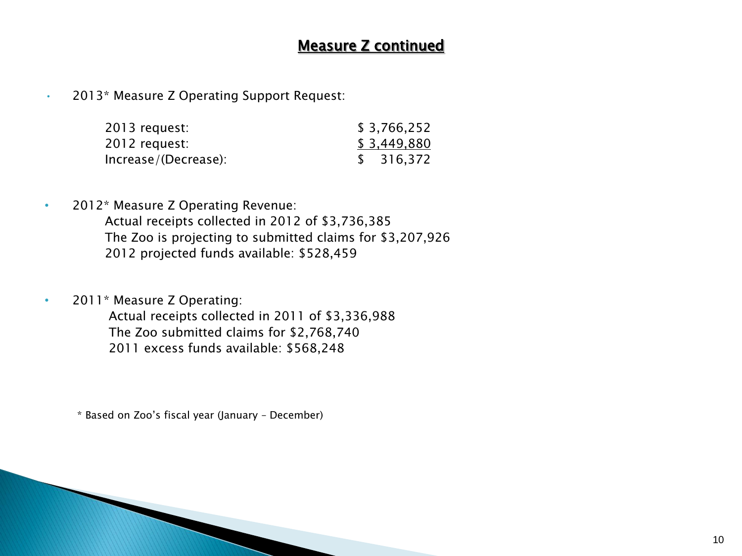## Measure Z continued

- 2013* Measure Z Operating Support Request:

| | |
|---|---|
| 2013 request: | $ 3,766,252 |
| 2012 request: | $ 3,449,880 |
| Increase/(Decrease): | $ 316,372 |

- 2012* Measure Z Operating Revenue:
  - Actual receipts collected in 2012 of $3,736,385
  - The Zoo is projecting to submitted claims for $3,207,926
  - 2012 projected funds available: $528,459

- 2011* Measure Z Operating:
  - Actual receipts collected in 2011 of $3,336,988
  - The Zoo submitted claims for $2,768,740
  - 2011 excess funds available: $568,248

* Based on Zoo's fiscal year (January – December)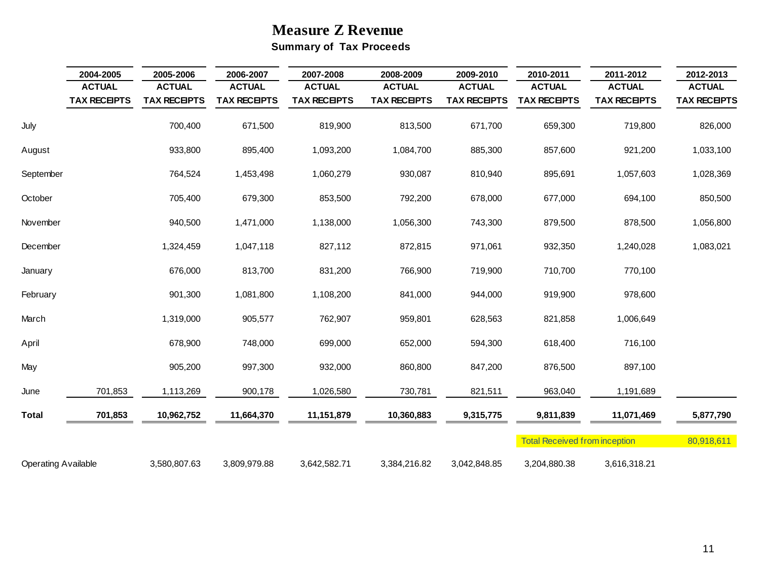# Measure Z Revenue

## Summary of Tax Proceeds

| | 2004-2005 ACTUAL TAX RECEIPTS | 2005-2006 ACTUAL TAX RECEIPTS | 2006-2007 ACTUAL TAX RECEIPTS | 2007-2008 ACTUAL TAX RECEIPTS | 2008-2009 ACTUAL TAX RECEIPTS | 2009-2010 ACTUAL TAX RECEIPTS | 2010-2011 ACTUAL TAX RECEIPTS | 2011-2012 ACTUAL TAX RECEIPTS | 2012-2013 ACTUAL TAX RECEIPTS |
|---|---|---|---|---|---|---|---|---|---|
| July | | 700,400 | 671,500 | 819,900 | 813,500 | 671,700 | 659,300 | 719,800 | 826,000 |
| August | | 933,800 | 895,400 | 1,093,200 | 1,084,700 | 885,300 | 857,600 | 921,200 | 1,033,100 |
| September | | 764,524 | 1,453,498 | 1,060,279 | 930,087 | 810,940 | 895,691 | 1,057,603 | 1,028,369 |
| October | | 705,400 | 679,300 | 853,500 | 792,200 | 678,000 | 677,000 | 694,100 | 850,500 |
| November | | 940,500 | 1,471,000 | 1,138,000 | 1,056,300 | 743,300 | 879,500 | 878,500 | 1,056,800 |
| December | | 1,324,459 | 1,047,118 | 827,112 | 872,815 | 971,061 | 932,350 | 1,240,028 | 1,083,021 |
| January | | 676,000 | 813,700 | 831,200 | 766,900 | 719,900 | 710,700 | 770,100 | |
| February | | 901,300 | 1,081,800 | 1,108,200 | 841,000 | 944,000 | 919,900 | 978,600 | |
| March | | 1,319,000 | 905,577 | 762,907 | 959,801 | 628,563 | 821,858 | 1,006,649 | |
| April | | 678,900 | 748,000 | 699,000 | 652,000 | 594,300 | 618,400 | 716,100 | |
| May | | 905,200 | 997,300 | 932,000 | 860,800 | 847,200 | 876,500 | 897,100 | |
| June | 701,853 | 1,113,269 | 900,178 | 1,026,580 | 730,781 | 821,511 | 963,040 | 1,191,689 | |
| **Total** | **701,853** | **10,962,752** | **11,664,370** | **11,151,879** | **10,360,883** | **9,315,775** | **9,811,839** | **11,071,469** | **5,877,790** |
| | | | | | | | Total Received from inception | | 80,918,611 |
| Operating Available | | 3,580,807.63 | 3,809,979.88 | 3,642,582.71 | 3,384,216.82 | 3,042,848.85 | 3,204,880.38 | 3,616,318.21 | |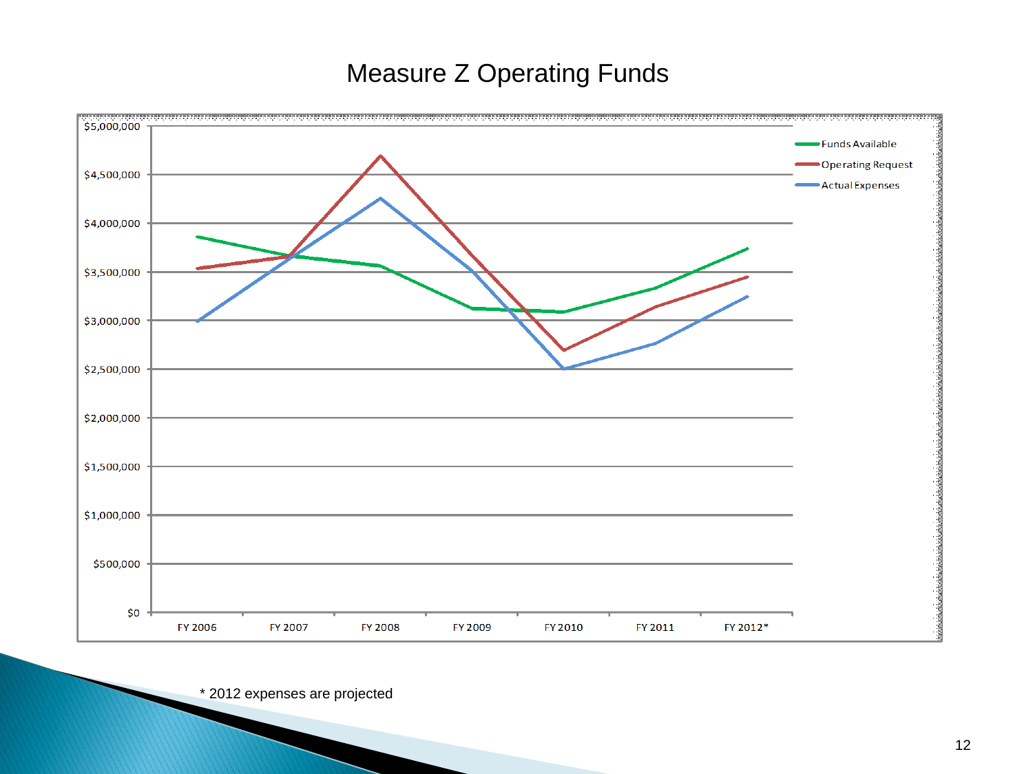# Measure Z Operating Funds

$5,000,000
$4,500,000
$4,000,000
$3,500,000
$3,000,000
$2,500,000
$2,000,000
$1,500,000
$1,000,000
$500,000
$0

FY 2006
FY 2007
FY 2008
FY 2009
FY 2010
FY 2011
FY 2012*

Funds Available
Operating Request
Actual Expenses

* 2012 expenses are projected